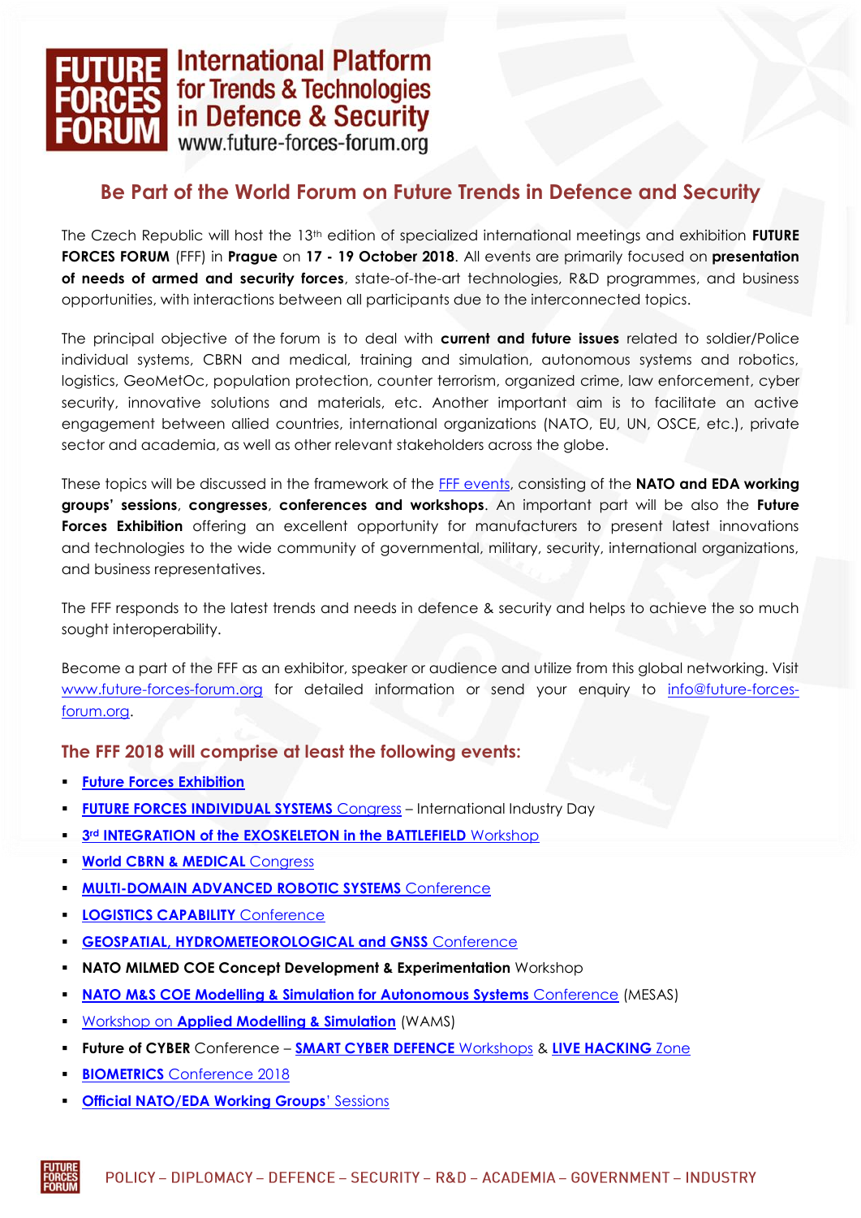# FUTURE FORCES FORUM International Platform for Trends & Technologies in Defence & Security

www.future-forces-forum.org

## Be Part of the World Forum on Future Trends in Defence and Security

The Czech Republic will host the 13th edition of specialized international meetings and exhibition **FUTURE FORCES FORUM** (FFF) in **Prague** on **17 - 19 October 2018**. All events are primarily focused on **presentation of needs of armed and security forces**, state-of-the-art technologies, R&D programmes, and business opportunities, with interactions between all participants due to the interconnected topics.

The principal objective of the forum is to deal with **current and future issues** related to soldier/Police individual systems, CBRN and medical, training and simulation, autonomous systems and robotics, logistics, GeoMetOc, population protection, counter terrorism, organized crime, law enforcement, cyber security, innovative solutions and materials, etc. Another important aim is to facilitate an active engagement between allied countries, international organizations (NATO, EU, UN, OSCE, etc.), private sector and academia, as well as other relevant stakeholders across the globe.

These topics will be discussed in the framework of the FFF events, consisting of the **NATO and EDA working groups' sessions**, **congresses**, **conferences and workshops**. An important part will be also the **Future Forces Exhibition** offering an excellent opportunity for manufacturers to present latest innovations and technologies to the wide community of governmental, military, security, international organizations, and business representatives.

The FFF responds to the latest trends and needs in defence & security and helps to achieve the so much sought interoperability.

Become a part of the FFF as an exhibitor, speaker or audience and utilize from this global networking. Visit www.future-forces-forum.org for detailed information or send your enquiry to info@future-forces-forum.org.

### The FFF 2018 will comprise at least the following events:

- **Future Forces Exhibition**
- **FUTURE FORCES INDIVIDUAL SYSTEMS** Congress – International Industry Day
- **3rd INTEGRATION of the EXOSKELETON in the BATTLEFIELD** Workshop
- **World CBRN & MEDICAL** Congress
- **MULTI-DOMAIN ADVANCED ROBOTIC SYSTEMS** Conference
- **LOGISTICS CAPABILITY** Conference
- **GEOSPATIAL, HYDROMETEOROLOGICAL and GNSS** Conference
- **NATO MILMED COE Concept Development & Experimentation** Workshop
- **NATO M&S COE Modelling & Simulation for Autonomous Systems** Conference (MESAS)
- Workshop on **Applied Modelling & Simulation** (WAMS)
- **Future of CYBER** Conference – **SMART CYBER DEFENCE** Workshops & **LIVE HACKING** Zone
- **BIOMETRICS** Conference 2018
- **Official NATO/EDA Working Groups**' Sessions

POLICY – DIPLOMACY – DEFENCE – SECURITY – R&D – ACADEMIA – GOVERNMENT – INDUSTRY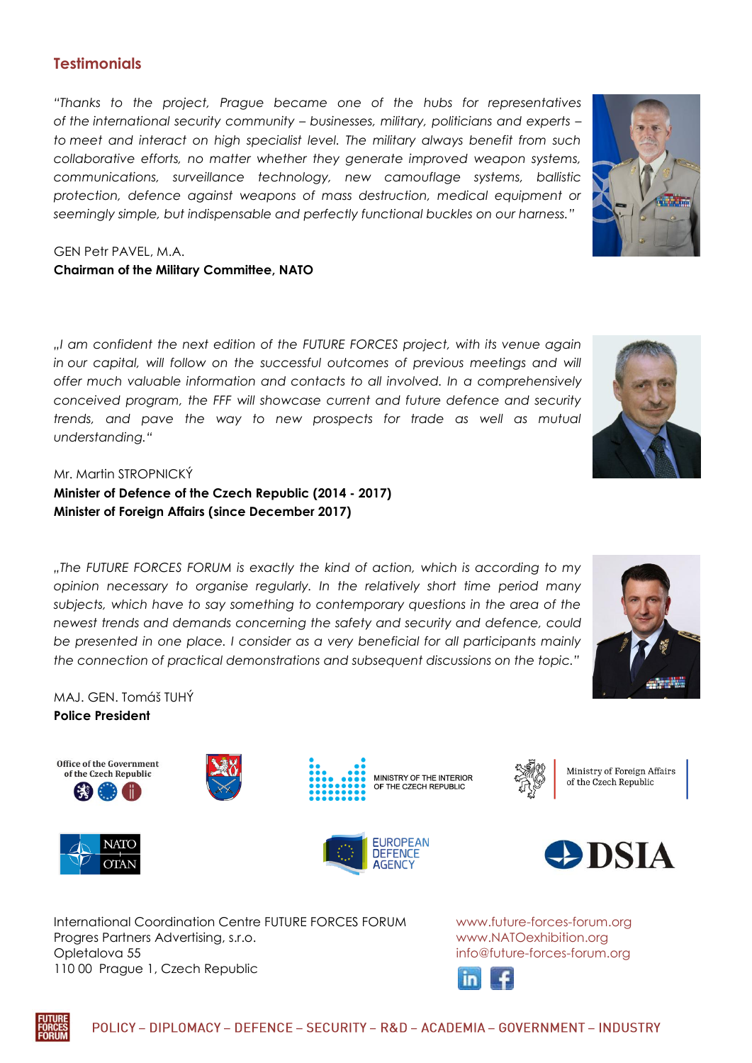## Testimonials

*"Thanks to the project, Prague became one of the hubs for representatives of the international security community – businesses, military, politicians and experts – to meet and interact on high specialist level. The military always benefit from such collaborative efforts, no matter whether they generate improved weapon systems, communications, surveillance technology, new camouflage systems, ballistic protection, defence against weapons of mass destruction, medical equipment or seemingly simple, but indispensable and perfectly functional buckles on our harness."*

GEN Petr PAVEL, M.A.
**Chairman of the Military Committee, NATO**

*„I am confident the next edition of the FUTURE FORCES project, with its venue again in our capital, will follow on the successful outcomes of previous meetings and will offer much valuable information and contacts to all involved. In a comprehensively conceived program, the FFF will showcase current and future defence and security trends, and pave the way to new prospects for trade as well as mutual understanding."*

Mr. Martin STROPNICKÝ
**Minister of Defence of the Czech Republic (2014 - 2017)**
**Minister of Foreign Affairs (since December 2017)**

*„The FUTURE FORCES FORUM is exactly the kind of action, which is according to my opinion necessary to organise regularly. In the relatively short time period many subjects, which have to say something to contemporary questions in the area of the newest trends and demands concerning the safety and security and defence, could be presented in one place. I consider as a very beneficial for all participants mainly the connection of practical demonstrations and subsequent discussions on the topic."*

MAJ. GEN. Tomáš TUHÝ
**Police President**

Office of the Government of the Czech Republic

MINISTRY OF THE INTERIOR OF THE CZECH REPUBLIC

Ministry of Foreign Affairs of the Czech Republic

NATO OTAN

EUROPEAN DEFENCE AGENCY

DSIA

International Coordination Centre FUTURE FORCES FORUM
Progres Partners Advertising, s.r.o.
Opletalova 55
110 00 Prague 1, Czech Republic

www.future-forces-forum.org
www.NATOexhibition.org
info@future-forces-forum.org

POLICY – DIPLOMACY – DEFENCE – SECURITY – R&D – ACADEMIA – GOVERNMENT – INDUSTRY